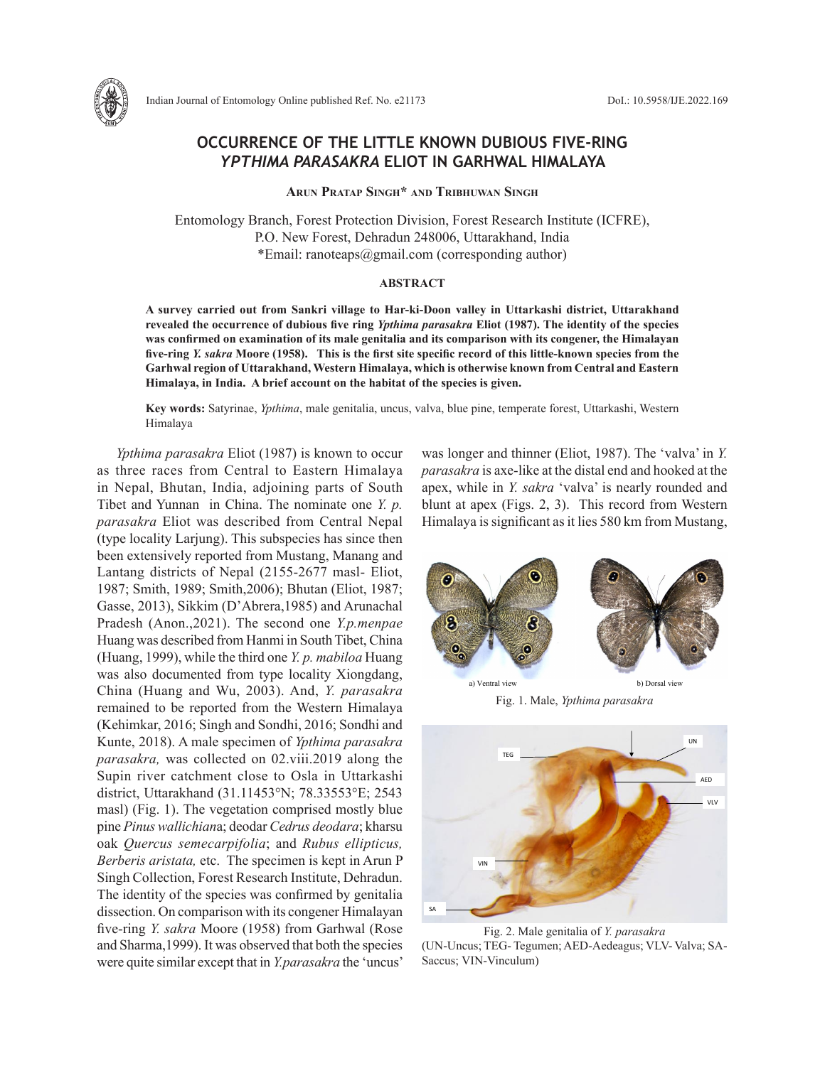# OCCURRENCE OF THE LITTLE KNOWN DUBIOUS FIVE-RING *YPTHIMA PARASAKRA* ELIOT IN GARHWAL HIMALAYA

**Arun Pratap Singh\* and Tribhuwan Singh**

Entomology Branch, Forest Protection Division, Forest Research Institute (ICFRE), P.O. New Forest, Dehradun 248006, Uttarakhand, India
\*Email: ranoteaps@gmail.com (corresponding author)

## ABSTRACT

**A survey carried out from Sankri village to Har-ki-Doon valley in Uttarkashi district, Uttarakhand revealed the occurrence of dubious five ring *Ypthima parasakra* Eliot (1987). The identity of the species was confirmed on examination of its male genitalia and its comparison with its congener, the Himalayan five-ring *Y. sakra* Moore (1958). This is the first site specific record of this little-known species from the Garhwal region of Uttarakhand, Western Himalaya, which is otherwise known from Central and Eastern Himalaya, in India. A brief account on the habitat of the species is given.**

**Key words:** Satyrinae, *Ypthima*, male genitalia, uncus, valva, blue pine, temperate forest, Uttarkashi, Western Himalaya

*Ypthima parasakra* Eliot (1987) is known to occur as three races from Central to Eastern Himalaya in Nepal, Bhutan, India, adjoining parts of South Tibet and Yunnan in China. The nominate one *Y. p. parasakra* Eliot was described from Central Nepal (type locality Larjung). This subspecies has since then been extensively reported from Mustang, Manang and Lantang districts of Nepal (2155-2677 masl- Eliot, 1987; Smith, 1989; Smith,2006); Bhutan (Eliot, 1987; Gasse, 2013), Sikkim (D'Abrera,1985) and Arunachal Pradesh (Anon.,2021). The second one *Y.p.menpae* Huang was described from Hanmi in South Tibet, China (Huang, 1999), while the third one *Y. p. mabiloa* Huang was also documented from type locality Xiongdang, China (Huang and Wu, 2003). And, *Y. parasakra* remained to be reported from the Western Himalaya (Kehimkar, 2016; Singh and Sondhi, 2016; Sondhi and Kunte, 2018). A male specimen of *Ypthima parasakra parasakra,* was collected on 02.viii.2019 along the Supin river catchment close to Osla in Uttarkashi district, Uttarakhand (31.11453°N; 78.33553°E; 2543 masl) (Fig. 1). The vegetation comprised mostly blue pine *Pinus wallichian*a; deodar *Cedrus deodara*; kharsu oak *Quercus semecarpifolia*; and *Rubus ellipticus, Berberis aristata,* etc. The specimen is kept in Arun P Singh Collection, Forest Research Institute, Dehradun. The identity of the species was confirmed by genitalia dissection. On comparison with its congener Himalayan five-ring *Y. sakra* Moore (1958) from Garhwal (Rose and Sharma,1999). It was observed that both the species were quite similar except that in *Y.parasakra* the 'uncus' was longer and thinner (Eliot, 1987). The 'valva' in *Y. parasakra* is axe-like at the distal end and hooked at the apex, while in *Y. sakra* 'valva' is nearly rounded and blunt at apex (Figs. 2, 3). This record from Western Himalaya is significant as it lies 580 km from Mustang,

a) Ventral view b) Dorsal view

Fig. 1. Male, *Ypthima parasakra*

Fig. 2. Male genitalia of *Y. parasakra*
(UN-Uncus; TEG- Tegumen; AED-Aedeagus; VLV- Valva; SA-Saccus; VIN-Vinculum)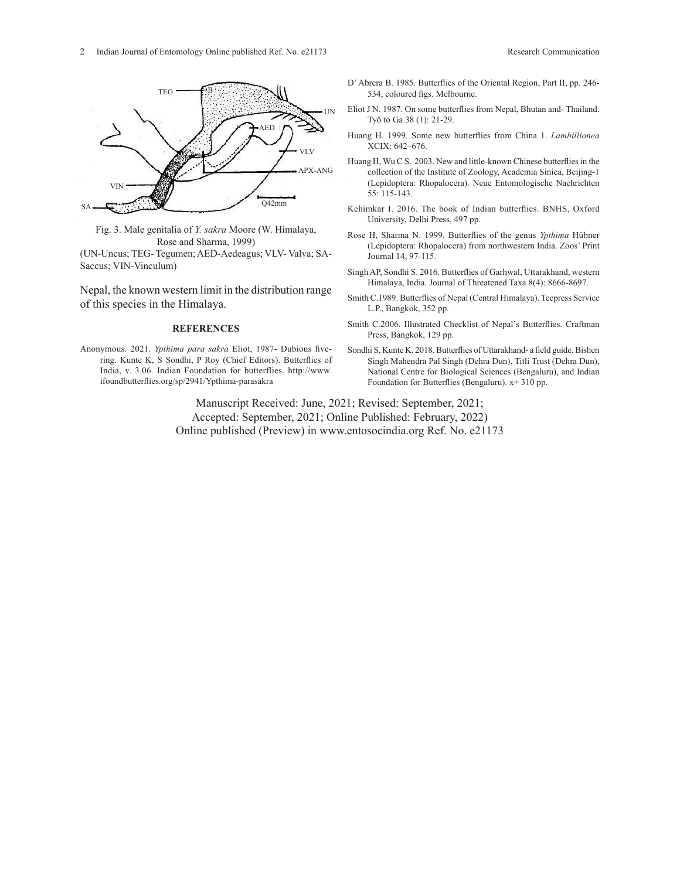TEG

B

UN

AED

VLV

APX-ANG

VIN

SA

Q42mm

Fig. 3. Male genitalia of *Y. sakra* Moore (W. Himalaya, Rose and Sharma, 1999)
(UN-Uncus; TEG- Tegumen; AED-Aedeagus; VLV- Valva; SA-Saccus; VIN-Vinculum)

Nepal, the known western limit in the distribution range of this species in the Himalaya.

## REFERENCES

Anonymous. 2021. *Ypthima para sakra* Eliot, 1987- Dubious five-ring. Kunte K, S Sondhi, P Roy (Chief Editors). Butterflies of India, v. 3.06. Indian Foundation for butterflies. http://www.ifoundbutterflies.org/sp/2941/Ypthima-parasakra

D' Abrera B. 1985. Butterflies of the Oriental Region, Part II, pp. 246-534, coloured figs. Melbourne.

Eliot J N. 1987. On some butterflies from Nepal, Bhutan and- Thailand. Tyô to Ga 38 (1): 21-29.

Huang H. 1999. Some new butterflies from China 1. *Lambillionea* XCIX: 642–676.

Huang H, Wu C S. 2003. New and little-known Chinese butterflies in the collection of the Institute of Zoology, Academia Sinica, Beijing-1 (Lepidoptera: Rhopalocera). Neue Entomologische Nachrichten 55: 115-143.

Kehimkar I. 2016. The book of Indian butterflies. BNHS, Oxford University, Delhi Press, 497 pp.

Rose H, Sharma N. 1999. Butterflies of the genus *Ypthima* Hübner (Lepidoptera: Rhopalocera) from northwestern India. Zoos' Print Journal 14, 97-115.

Singh AP, Sondhi S. 2016. Butterflies of Garhwal, Uttarakhand, western Himalaya, India. Journal of Threatened Taxa 8(4): 8666-8697.

Smith C.1989. Butterflies of Nepal (Central Himalaya). Tecpress Service L.P., Bangkok, 352 pp.

Smith C.2006. Illustrated Checklist of Nepal's Butterflies. Craftman Press, Bangkok, 129 pp.

Sondhi S, Kunte K. 2018. Butterflies of Uttarakhand- a field guide. Bishen Singh Mahendra Pal Singh (Dehra Dun), Titli Trust (Dehra Dun), National Centre for Biological Sciences (Bengaluru), and Indian Foundation for Butterflies (Bengaluru). x+ 310 pp.

Manuscript Received: June, 2021; Revised: September, 2021;
Accepted: September, 2021; Online Published: February, 2022)
Online published (Preview) in www.entosocindia.org Ref. No. e21173